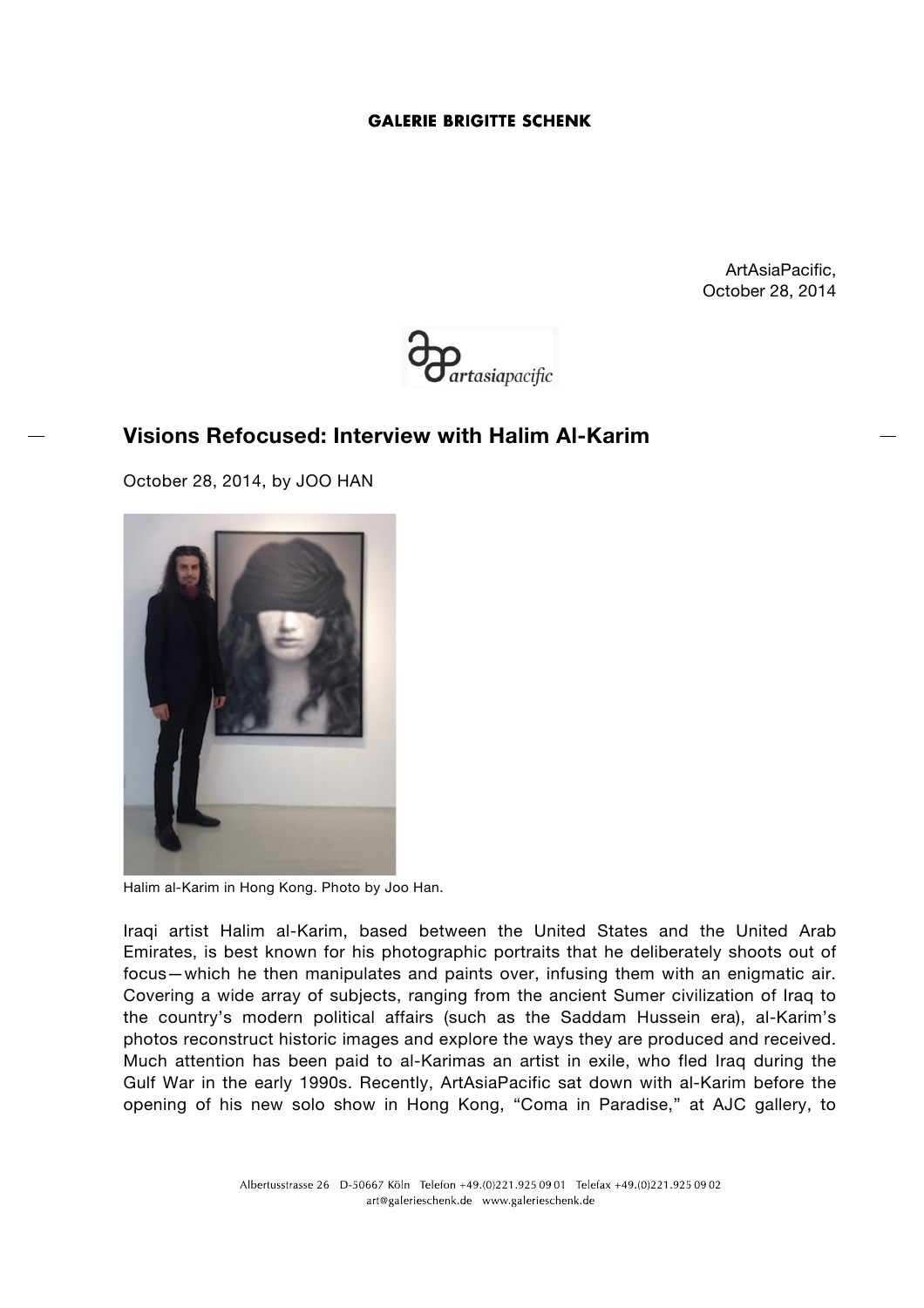ArtAsiaPacific,
October 28, 2014

# Visions Refocused: Interview with Halim Al-Karim

October 28, 2014, by JOO HAN

Halim al-Karim in Hong Kong. Photo by Joo Han.

Iraqi artist Halim al-Karim, based between the United States and the United Arab Emirates, is best known for his photographic portraits that he deliberately shoots out of focus—which he then manipulates and paints over, infusing them with an enigmatic air. Covering a wide array of subjects, ranging from the ancient Sumer civilization of Iraq to the country's modern political affairs (such as the Saddam Hussein era), al-Karim's photos reconstruct historic images and explore the ways they are produced and received. Much attention has been paid to al-Karimas an artist in exile, who fled Iraq during the Gulf War in the early 1990s. Recently, ArtAsiaPacific sat down with al-Karim before the opening of his new solo show in Hong Kong, "Coma in Paradise," at AJC gallery, to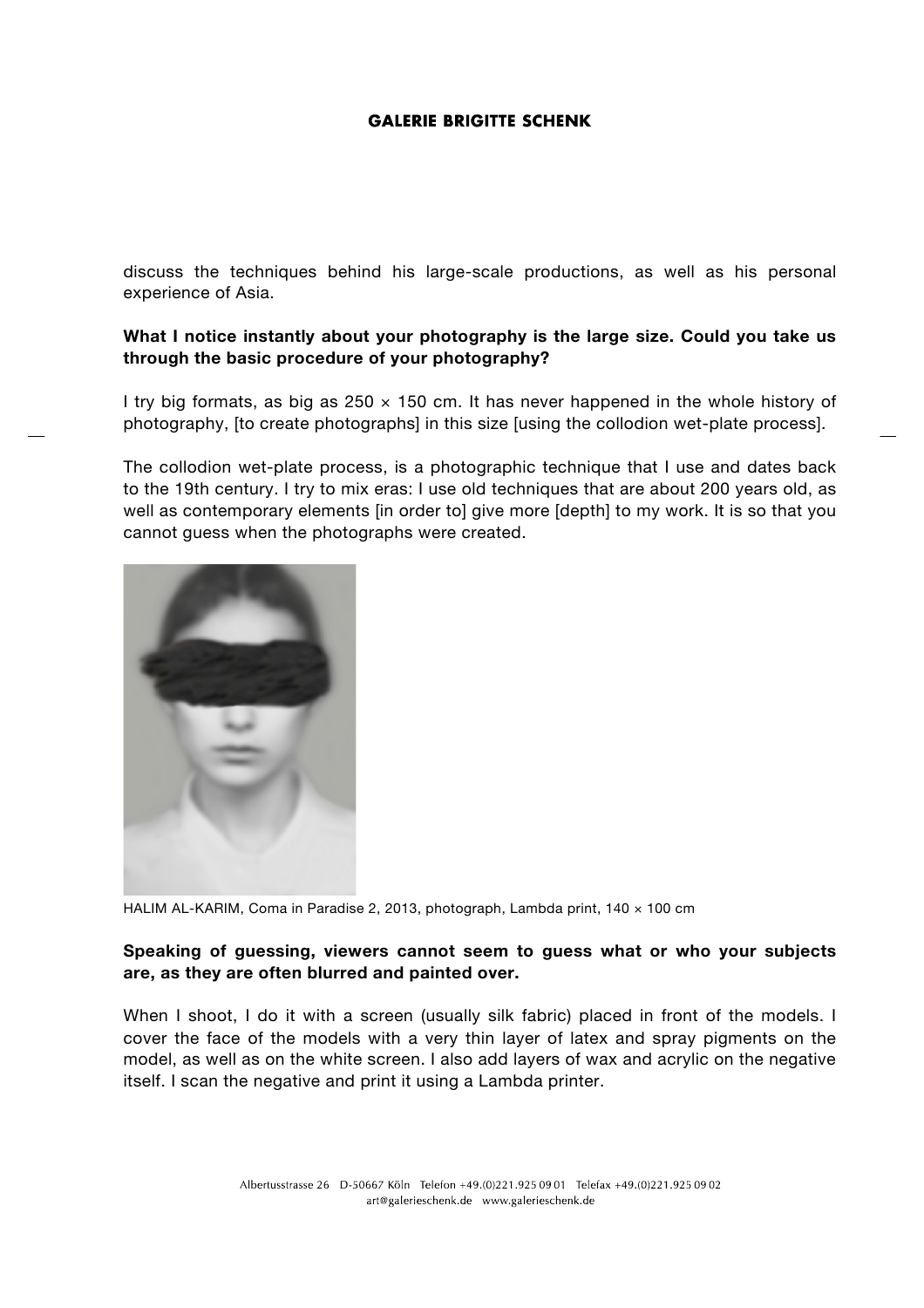discuss the techniques behind his large-scale productions, as well as his personal experience of Asia.

**What I notice instantly about your photography is the large size. Could you take us through the basic procedure of your photography?**

I try big formats, as big as 250 × 150 cm. It has never happened in the whole history of photography, [to create photographs] in this size [using the collodion wet-plate process].

The collodion wet-plate process, is a photographic technique that I use and dates back to the 19th century. I try to mix eras: I use old techniques that are about 200 years old, as well as contemporary elements [in order to] give more [depth] to my work. It is so that you cannot guess when the photographs were created.

HALIM AL-KARIM, Coma in Paradise 2, 2013, photograph, Lambda print, 140 × 100 cm

**Speaking of guessing, viewers cannot seem to guess what or who your subjects are, as they are often blurred and painted over.**

When I shoot, I do it with a screen (usually silk fabric) placed in front of the models. I cover the face of the models with a very thin layer of latex and spray pigments on the model, as well as on the white screen. I also add layers of wax and acrylic on the negative itself. I scan the negative and print it using a Lambda printer.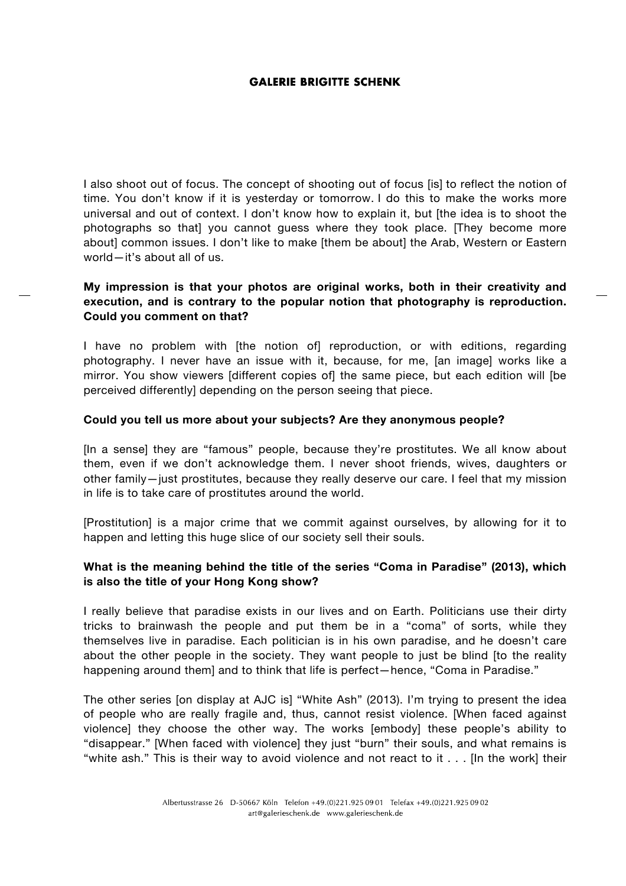I also shoot out of focus. The concept of shooting out of focus [is] to reflect the notion of time. You don't know if it is yesterday or tomorrow. I do this to make the works more universal and out of context. I don't know how to explain it, but [the idea is to shoot the photographs so that] you cannot guess where they took place. [They become more about] common issues. I don't like to make [them be about] the Arab, Western or Eastern world—it's about all of us.

**My impression is that your photos are original works, both in their creativity and execution, and is contrary to the popular notion that photography is reproduction. Could you comment on that?**

I have no problem with [the notion of] reproduction, or with editions, regarding photography. I never have an issue with it, because, for me, [an image] works like a mirror. You show viewers [different copies of] the same piece, but each edition will [be perceived differently] depending on the person seeing that piece.

**Could you tell us more about your subjects? Are they anonymous people?**

[In a sense] they are "famous" people, because they're prostitutes. We all know about them, even if we don't acknowledge them. I never shoot friends, wives, daughters or other family—just prostitutes, because they really deserve our care. I feel that my mission in life is to take care of prostitutes around the world.

[Prostitution] is a major crime that we commit against ourselves, by allowing for it to happen and letting this huge slice of our society sell their souls.

**What is the meaning behind the title of the series "Coma in Paradise" (2013), which is also the title of your Hong Kong show?**

I really believe that paradise exists in our lives and on Earth. Politicians use their dirty tricks to brainwash the people and put them be in a "coma" of sorts, while they themselves live in paradise. Each politician is in his own paradise, and he doesn't care about the other people in the society. They want people to just be blind [to the reality happening around them] and to think that life is perfect—hence, "Coma in Paradise."

The other series [on display at AJC is] "White Ash" (2013). I'm trying to present the idea of people who are really fragile and, thus, cannot resist violence. [When faced against violence] they choose the other way. The works [embody] these people's ability to "disappear." [When faced with violence] they just "burn" their souls, and what remains is "white ash." This is their way to avoid violence and not react to it . . . [In the work] their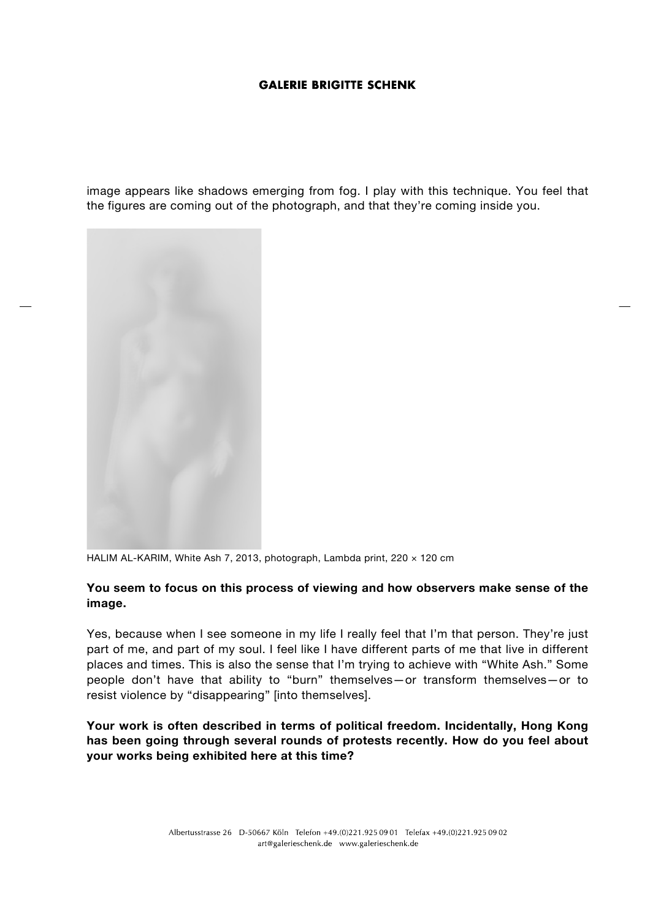image appears like shadows emerging from fog. I play with this technique. You feel that the figures are coming out of the photograph, and that they're coming inside you.

HALIM AL-KARIM, White Ash 7, 2013, photograph, Lambda print, 220 × 120 cm

**You seem to focus on this process of viewing and how observers make sense of the image.**

Yes, because when I see someone in my life I really feel that I'm that person. They're just part of me, and part of my soul. I feel like I have different parts of me that live in different places and times. This is also the sense that I'm trying to achieve with "White Ash." Some people don't have that ability to "burn" themselves—or transform themselves—or to resist violence by "disappearing" [into themselves].

**Your work is often described in terms of political freedom. Incidentally, Hong Kong has been going through several rounds of protests recently. How do you feel about your works being exhibited here at this time?**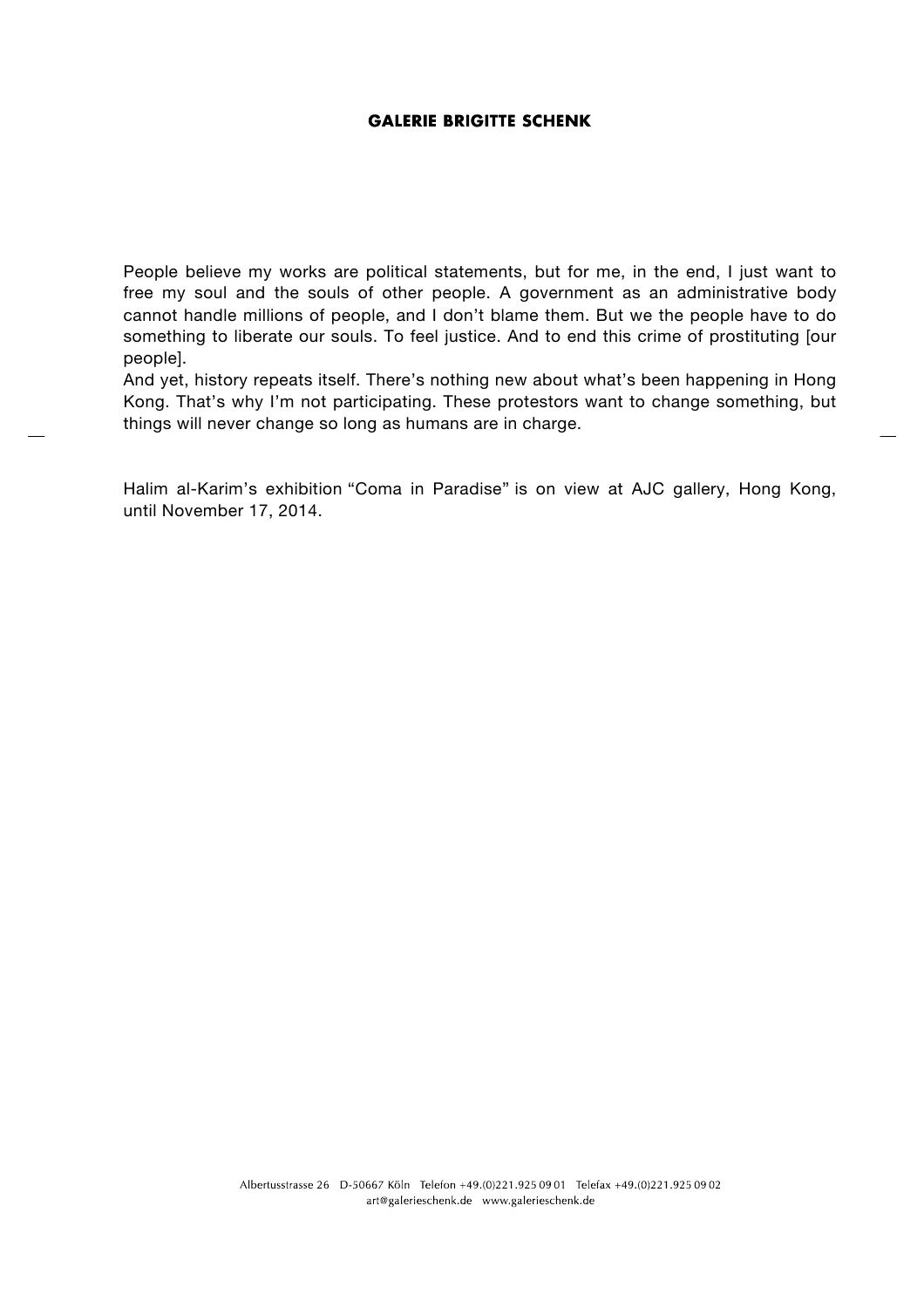People believe my works are political statements, but for me, in the end, I just want to free my soul and the souls of other people. A government as an administrative body cannot handle millions of people, and I don't blame them. But we the people have to do something to liberate our souls. To feel justice. And to end this crime of prostituting [our people].

And yet, history repeats itself. There's nothing new about what's been happening in Hong Kong. That's why I'm not participating. These protestors want to change something, but things will never change so long as humans are in charge.

Halim al-Karim's exhibition "Coma in Paradise" is on view at AJC gallery, Hong Kong, until November 17, 2014.